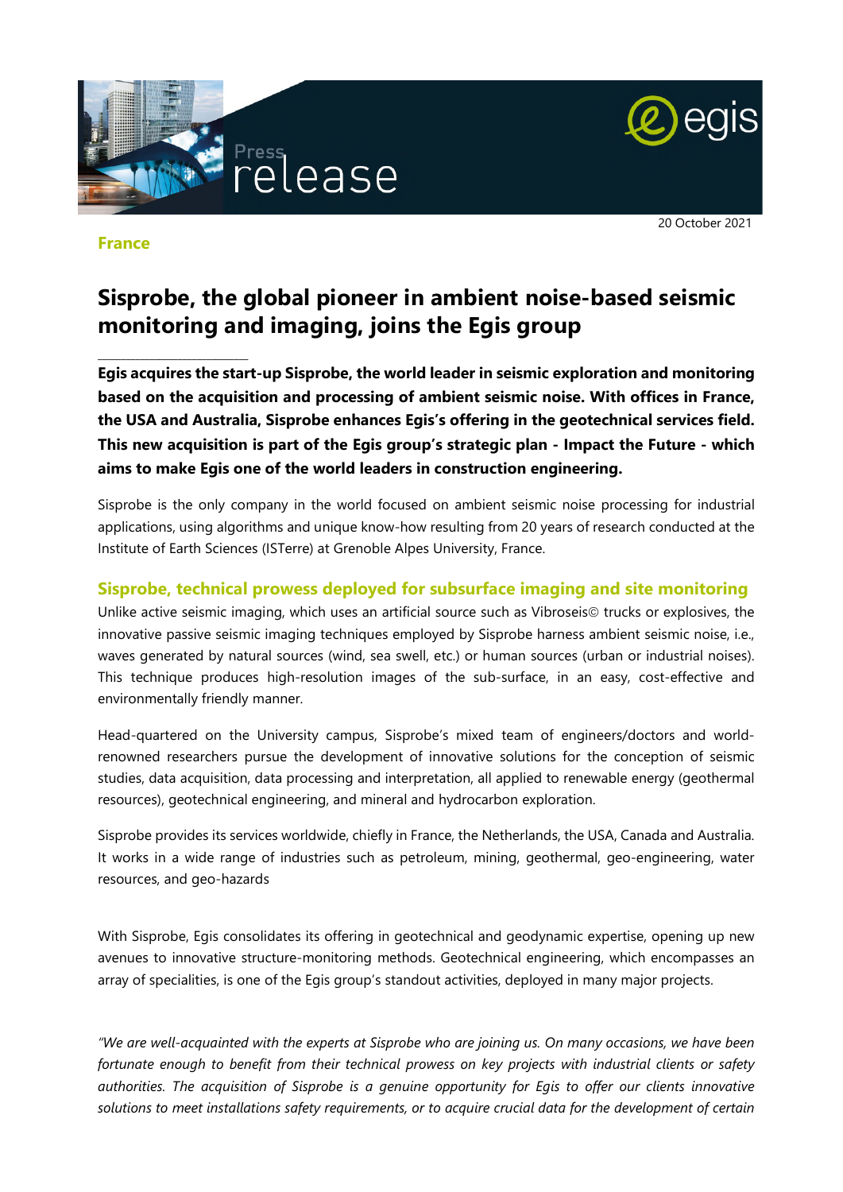Press release

20 October 2021

**France**

# Sisprobe, the global pioneer in ambient noise-based seismic monitoring and imaging, joins the Egis group

**Egis acquires the start-up Sisprobe, the world leader in seismic exploration and monitoring based on the acquisition and processing of ambient seismic noise. With offices in France, the USA and Australia, Sisprobe enhances Egis's offering in the geotechnical services field. This new acquisition is part of the Egis group's strategic plan - Impact the Future - which aims to make Egis one of the world leaders in construction engineering.**

Sisprobe is the only company in the world focused on ambient seismic noise processing for industrial applications, using algorithms and unique know-how resulting from 20 years of research conducted at the Institute of Earth Sciences (ISTerre) at Grenoble Alpes University, France.

## Sisprobe, technical prowess deployed for subsurface imaging and site monitoring

Unlike active seismic imaging, which uses an artificial source such as Vibroseis© trucks or explosives, the innovative passive seismic imaging techniques employed by Sisprobe harness ambient seismic noise, i.e., waves generated by natural sources (wind, sea swell, etc.) or human sources (urban or industrial noises). This technique produces high-resolution images of the sub-surface, in an easy, cost-effective and environmentally friendly manner.

Head-quartered on the University campus, Sisprobe's mixed team of engineers/doctors and world-renowned researchers pursue the development of innovative solutions for the conception of seismic studies, data acquisition, data processing and interpretation, all applied to renewable energy (geothermal resources), geotechnical engineering, and mineral and hydrocarbon exploration.

Sisprobe provides its services worldwide, chiefly in France, the Netherlands, the USA, Canada and Australia. It works in a wide range of industries such as petroleum, mining, geothermal, geo-engineering, water resources, and geo-hazards

With Sisprobe, Egis consolidates its offering in geotechnical and geodynamic expertise, opening up new avenues to innovative structure-monitoring methods. Geotechnical engineering, which encompasses an array of specialities, is one of the Egis group's standout activities, deployed in many major projects.

*"We are well-acquainted with the experts at Sisprobe who are joining us. On many occasions, we have been fortunate enough to benefit from their technical prowess on key projects with industrial clients or safety authorities. The acquisition of Sisprobe is a genuine opportunity for Egis to offer our clients innovative solutions to meet installations safety requirements, or to acquire crucial data for the development of certain*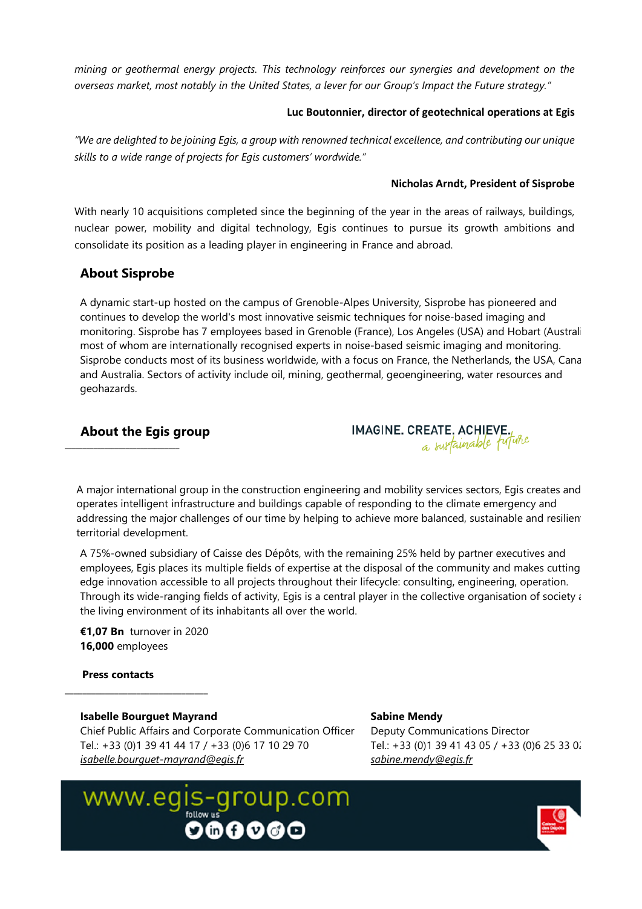*mining or geothermal energy projects. This technology reinforces our synergies and development on the overseas market, most notably in the United States, a lever for our Group's Impact the Future strategy."*

**Luc Boutonnier, director of geotechnical operations at Egis**

*"We are delighted to be joining Egis, a group with renowned technical excellence, and contributing our unique skills to a wide range of projects for Egis customers' wordwide."*

**Nicholas Arndt, President of Sisprobe**

With nearly 10 acquisitions completed since the beginning of the year in the areas of railways, buildings, nuclear power, mobility and digital technology, Egis continues to pursue its growth ambitions and consolidate its position as a leading player in engineering in France and abroad.

## About Sisprobe

A dynamic start-up hosted on the campus of Grenoble-Alpes University, Sisprobe has pioneered and continues to develop the world's most innovative seismic techniques for noise-based imaging and monitoring. Sisprobe has 7 employees based in Grenoble (France), Los Angeles (USA) and Hobart (Australi most of whom are internationally recognised experts in noise-based seismic imaging and monitoring. Sisprobe conducts most of its business worldwide, with a focus on France, the Netherlands, the USA, Cana and Australia. Sectors of activity include oil, mining, geothermal, geoengineering, water resources and geohazards.

## About the Egis group

IMAGINE. CREATE. ACHIEVE. *a sustainable future*

A major international group in the construction engineering and mobility services sectors, Egis creates and operates intelligent infrastructure and buildings capable of responding to the climate emergency and addressing the major challenges of our time by helping to achieve more balanced, sustainable and resilien territorial development.

A 75%-owned subsidiary of Caisse des Dépôts, with the remaining 25% held by partner executives and employees, Egis places its multiple fields of expertise at the disposal of the community and makes cutting edge innovation accessible to all projects throughout their lifecycle: consulting, engineering, operation. Through its wide-ranging fields of activity, Egis is a central player in the collective organisation of society a the living environment of its inhabitants all over the world.

**€1,07 Bn** turnover in 2020
**16,000** employees

**Press contacts**

**Isabelle Bourguet Mayrand**
Chief Public Affairs and Corporate Communication Officer
Tel.: +33 (0)1 39 41 44 17 / +33 (0)6 17 10 29 70
isabelle.bourguet-mayrand@egis.fr

**Sabine Mendy**
Deputy Communications Director
Tel.: +33 (0)1 39 41 43 05 / +33 (0)6 25 33 02
sabine.mendy@egis.fr

www.egis-group.com
follow us